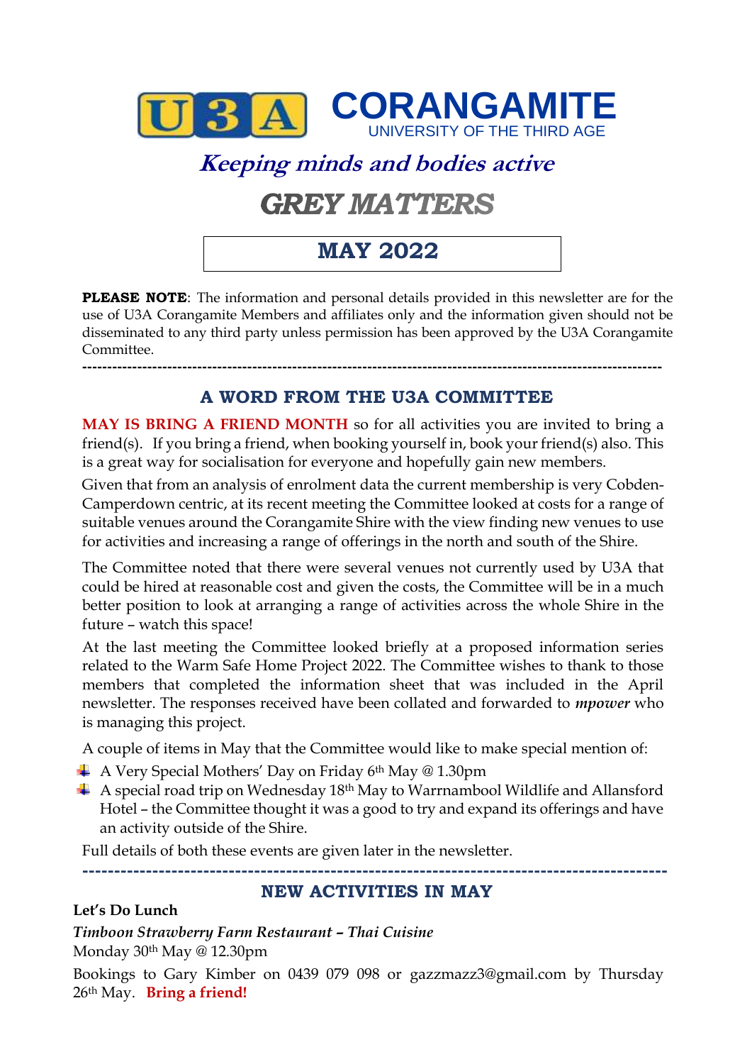# U3A CORANGAMITE

UNIVERSITY OF THE THIRD AGE

***Keeping minds and bodies active***

## *GREY MATTERS*

## MAY 2022

**PLEASE NOTE**: The information and personal details provided in this newsletter are for the use of U3A Corangamite Members and affiliates only and the information given should not be disseminated to any third party unless permission has been approved by the U3A Corangamite Committee.

---

## A WORD FROM THE U3A COMMITTEE

**MAY IS BRING A FRIEND MONTH** so for all activities you are invited to bring a friend(s). If you bring a friend, when booking yourself in, book your friend(s) also. This is a great way for socialisation for everyone and hopefully gain new members.

Given that from an analysis of enrolment data the current membership is very Cobden-Camperdown centric, at its recent meeting the Committee looked at costs for a range of suitable venues around the Corangamite Shire with the view finding new venues to use for activities and increasing a range of offerings in the north and south of the Shire.

The Committee noted that there were several venues not currently used by U3A that could be hired at reasonable cost and given the costs, the Committee will be in a much better position to look at arranging a range of activities across the whole Shire in the future – watch this space!

At the last meeting the Committee looked briefly at a proposed information series related to the Warm Safe Home Project 2022. The Committee wishes to thank to those members that completed the information sheet that was included in the April newsletter. The responses received have been collated and forwarded to ***mpower*** who is managing this project.

A couple of items in May that the Committee would like to make special mention of:

- A Very Special Mothers' Day on Friday 6th May @ 1.30pm
- A special road trip on Wednesday 18th May to Warrnambool Wildlife and Allansford Hotel – the Committee thought it was a good to try and expand its offerings and have an activity outside of the Shire.

Full details of both these events are given later in the newsletter.

---

## NEW ACTIVITIES IN MAY

**Let's Do Lunch**

***Timboon Strawberry Farm Restaurant – Thai Cuisine***

Monday 30th May @ 12.30pm

Bookings to Gary Kimber on 0439 079 098 or gazzmazz3@gmail.com by Thursday 26th May. **Bring a friend!**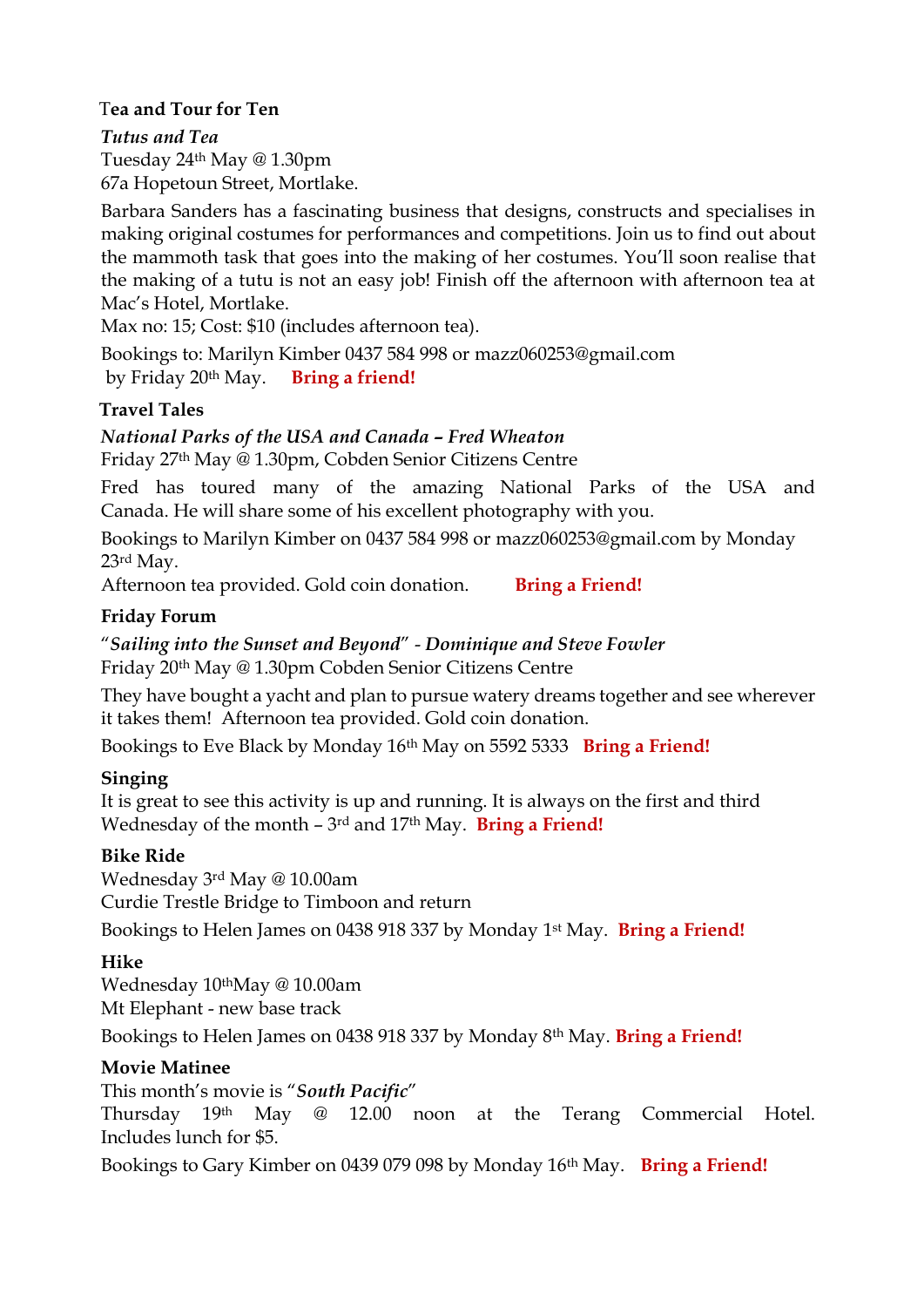**Tea and Tour for Ten**

***Tutus and Tea***
Tuesday 24th May @ 1.30pm
67a Hopetoun Street, Mortlake.

Barbara Sanders has a fascinating business that designs, constructs and specialises in making original costumes for performances and competitions. Join us to find out about the mammoth task that goes into the making of her costumes. You'll soon realise that the making of a tutu is not an easy job! Finish off the afternoon with afternoon tea at Mac's Hotel, Mortlake.
Max no: 15; Cost: $10 (includes afternoon tea).

Bookings to: Marilyn Kimber 0437 584 998 or mazz060253@gmail.com
by Friday 20th May. **Bring a friend!**

**Travel Tales**

***National Parks of the USA and Canada – Fred Wheaton***
Friday 27th May @ 1.30pm, Cobden Senior Citizens Centre

Fred has toured many of the amazing National Parks of the USA and Canada. He will share some of his excellent photography with you.

Bookings to Marilyn Kimber on 0437 584 998 or mazz060253@gmail.com by Monday 23rd May.
Afternoon tea provided. Gold coin donation. **Bring a Friend!**

**Friday Forum**

"***Sailing into the Sunset and Beyond***" *- Dominique and Steve Fowler*
Friday 20th May @ 1.30pm Cobden Senior Citizens Centre

They have bought a yacht and plan to pursue watery dreams together and see wherever it takes them! Afternoon tea provided. Gold coin donation.

Bookings to Eve Black by Monday 16th May on 5592 5333 **Bring a Friend!**

**Singing**
It is great to see this activity is up and running. It is always on the first and third Wednesday of the month – 3rd and 17th May. **Bring a Friend!**

**Bike Ride**
Wednesday 3rd May @ 10.00am
Curdie Trestle Bridge to Timboon and return

Bookings to Helen James on 0438 918 337 by Monday 1st May. **Bring a Friend!**

**Hike**
Wednesday 10th May @ 10.00am
Mt Elephant - new base track

Bookings to Helen James on 0438 918 337 by Monday 8th May. **Bring a Friend!**

**Movie Matinee**
This month's movie is "***South Pacific***"
Thursday 19th May @ 12.00 noon at the Terang Commercial Hotel. Includes lunch for $5.

Bookings to Gary Kimber on 0439 079 098 by Monday 16th May. **Bring a Friend!**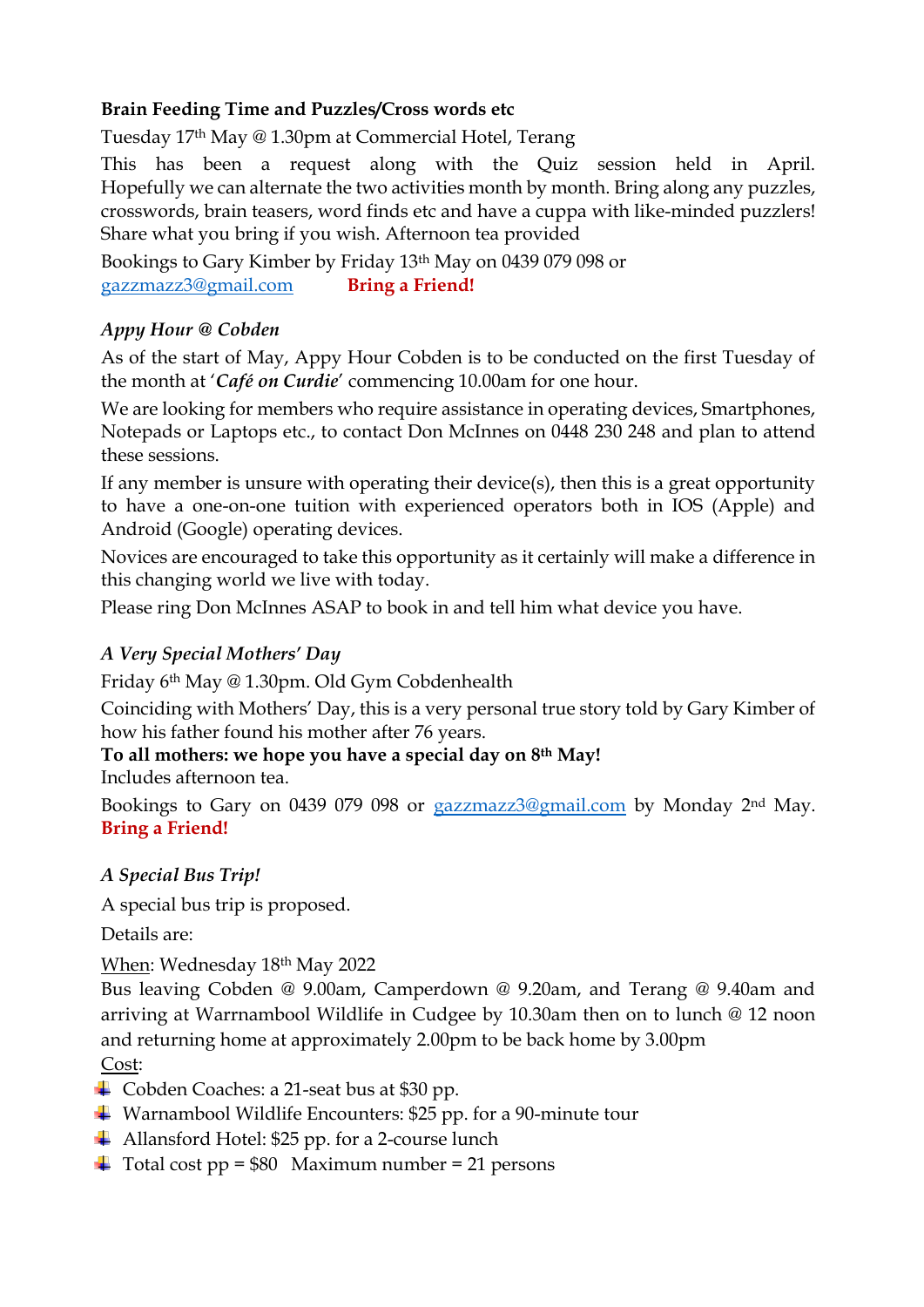**Brain Feeding Time and Puzzles/Cross words etc**

Tuesday 17th May @ 1.30pm at Commercial Hotel, Terang

This has been a request along with the Quiz session held in April. Hopefully we can alternate the two activities month by month. Bring along any puzzles, crosswords, brain teasers, word finds etc and have a cuppa with like-minded puzzlers! Share what you bring if you wish. Afternoon tea provided

Bookings to Gary Kimber by Friday 13th May on 0439 079 098 or [gazzmazz3@gmail.com](mailto:gazzmazz3@gmail.com) **Bring a Friend!**

***Appy Hour @ Cobden***

As of the start of May, Appy Hour Cobden is to be conducted on the first Tuesday of the month at '***Café on Curdie***' commencing 10.00am for one hour.

We are looking for members who require assistance in operating devices, Smartphones, Notepads or Laptops etc., to contact Don McInnes on 0448 230 248 and plan to attend these sessions.

If any member is unsure with operating their device(s), then this is a great opportunity to have a one-on-one tuition with experienced operators both in IOS (Apple) and Android (Google) operating devices.

Novices are encouraged to take this opportunity as it certainly will make a difference in this changing world we live with today.

Please ring Don McInnes ASAP to book in and tell him what device you have.

***A Very Special Mothers' Day***

Friday 6th May @ 1.30pm. Old Gym Cobdenhealth

Coinciding with Mothers' Day, this is a very personal true story told by Gary Kimber of how his father found his mother after 76 years.

**To all mothers: we hope you have a special day on 8th May!**

Includes afternoon tea.

Bookings to Gary on 0439 079 098 or [gazzmazz3@gmail.com](mailto:gazzmazz3@gmail.com) by Monday 2nd May. **Bring a Friend!**

***A Special Bus Trip!***

A special bus trip is proposed.

Details are:

When: Wednesday 18th May 2022

Bus leaving Cobden @ 9.00am, Camperdown @ 9.20am, and Terang @ 9.40am and arriving at Warrnambool Wildlife in Cudgee by 10.30am then on to lunch @ 12 noon and returning home at approximately 2.00pm to be back home by 3.00pm

Cost:

- Cobden Coaches: a 21-seat bus at $30 pp.
- Warnambool Wildlife Encounters: $25 pp. for a 90-minute tour
- Allansford Hotel: $25 pp. for a 2-course lunch
- Total cost pp = $80 Maximum number = 21 persons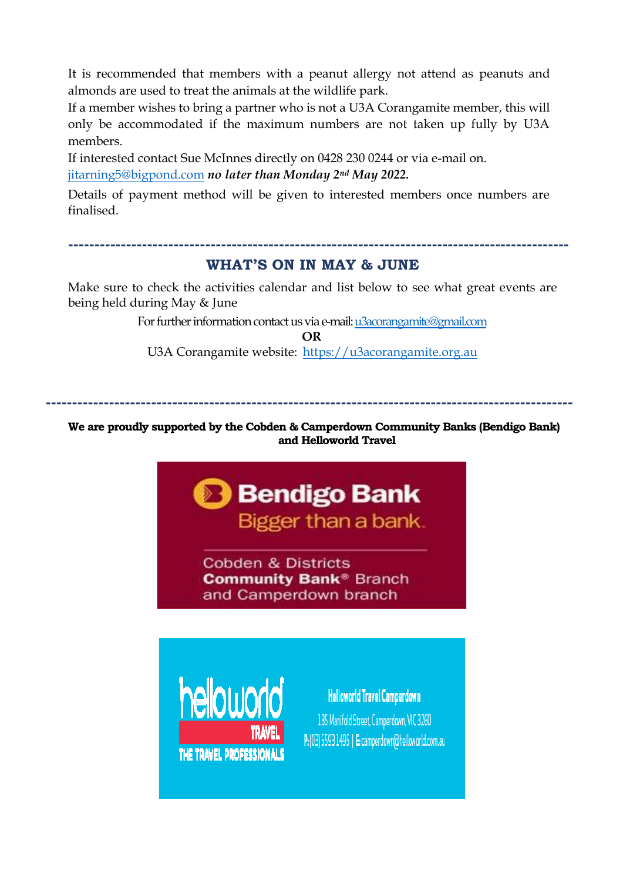It is recommended that members with a peanut allergy not attend as peanuts and almonds are used to treat the animals at the wildlife park.

If a member wishes to bring a partner who is not a U3A Corangamite member, this will only be accommodated if the maximum numbers are not taken up fully by U3A members.

If interested contact Sue McInnes directly on 0428 230 0244 or via e-mail on. jitarning5@bigpond.com ***no later than Monday 2nd May 2022.***

Details of payment method will be given to interested members once numbers are finalised.

---

## WHAT'S ON IN MAY & JUNE

Make sure to check the activities calendar and list below to see what great events are being held during May & June

For further information contact us via e-mail: u3acorangamite@gmail.com

**OR**

U3A Corangamite website: https://u3acorangamite.org.au

---

**We are proudly supported by the Cobden & Camperdown Community Banks (Bendigo Bank) and Helloworld Travel**

Bendigo Bank
Bigger than a bank.

Cobden & Districts
**Community Bank®** Branch
and Camperdown branch

helloworld TRAVEL
THE TRAVEL PROFESSIONALS

Helloworld Travel Camperdown
185 Manifold Street, Camperdown, VIC 3260
P: (03) 5593 1495 | E: camperdown@helloworld.com.au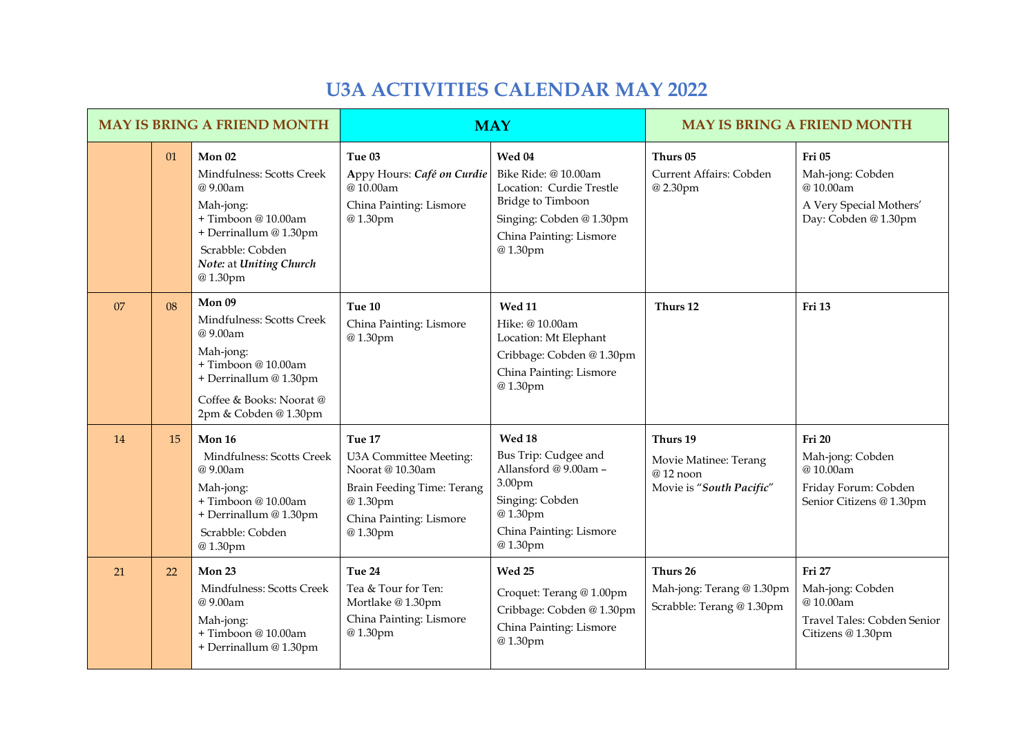# U3A ACTIVITIES CALENDAR MAY 2022

| MAY IS BRING A FRIEND MONTH | | | MAY | | MAY IS BRING A FRIEND MONTH | |
|---|---|---|---|---|---|---|
| | 01 | **Mon 02**<br>Mindfulness: Scotts Creek @ 9.00am<br>Mah-jong:<br>+ Timboon @ 10.00am<br>+ Derrinallum @ 1.30pm<br>Scrabble: Cobden<br>***Note:*** at ***Uniting Church*** @ 1.30pm | **Tue 03**<br>Appy Hours: ***Café on Curdie*** @ 10.00am<br>China Painting: Lismore @ 1.30pm | **Wed 04**<br>Bike Ride: @ 10.00am<br>Location: Curdie Trestle Bridge to Timboon<br>Singing: Cobden @ 1.30pm<br>China Painting: Lismore @ 1.30pm | **Thurs 05**<br>Current Affairs: Cobden @ 2.30pm | **Fri 05**<br>Mah-jong: Cobden @ 10.00am<br>A Very Special Mothers' Day: Cobden @ 1.30pm |
| 07 | 08 | **Mon 09**<br>Mindfulness: Scotts Creek @ 9.00am<br>Mah-jong:<br>+ Timboon @ 10.00am<br>+ Derrinallum @ 1.30pm<br>Coffee & Books: Noorat @ 2pm & Cobden @ 1.30pm | **Tue 10**<br>China Painting: Lismore @ 1.30pm | **Wed 11**<br>Hike: @ 10.00am<br>Location: Mt Elephant<br>Cribbage: Cobden @ 1.30pm<br>China Painting: Lismore @ 1.30pm | **Thurs 12** | **Fri 13** |
| 14 | 15 | **Mon 16**<br>Mindfulness: Scotts Creek @ 9.00am<br>Mah-jong:<br>+ Timboon @ 10.00am<br>+ Derrinallum @ 1.30pm<br>Scrabble: Cobden @ 1.30pm | **Tue 17**<br>U3A Committee Meeting: Noorat @ 10.30am<br>Brain Feeding Time: Terang @ 1.30pm<br>China Painting: Lismore @ 1.30pm | **Wed 18**<br>Bus Trip: Cudgee and Allansford @ 9.00am – 3.00pm<br>Singing: Cobden @ 1.30pm<br>China Painting: Lismore @ 1.30pm | **Thurs 19**<br>Movie Matinee: Terang @ 12 noon<br>Movie is "***South Pacific***" | **Fri 20**<br>Mah-jong: Cobden @ 10.00am<br>Friday Forum: Cobden Senior Citizens @ 1.30pm |
| 21 | 22 | **Mon 23**<br>Mindfulness: Scotts Creek @ 9.00am<br>Mah-jong:<br>+ Timboon @ 10.00am<br>+ Derrinallum @ 1.30pm | **Tue 24**<br>Tea & Tour for Ten: Mortlake @ 1.30pm<br>China Painting: Lismore @ 1.30pm | **Wed 25**<br>Croquet: Terang @ 1.00pm<br>Cribbage: Cobden @ 1.30pm<br>China Painting: Lismore @ 1.30pm | **Thurs 26**<br>Mah-jong: Terang @ 1.30pm<br>Scrabble: Terang @ 1.30pm | **Fri 27**<br>Mah-jong: Cobden @ 10.00am<br>Travel Tales: Cobden Senior Citizens @ 1.30pm |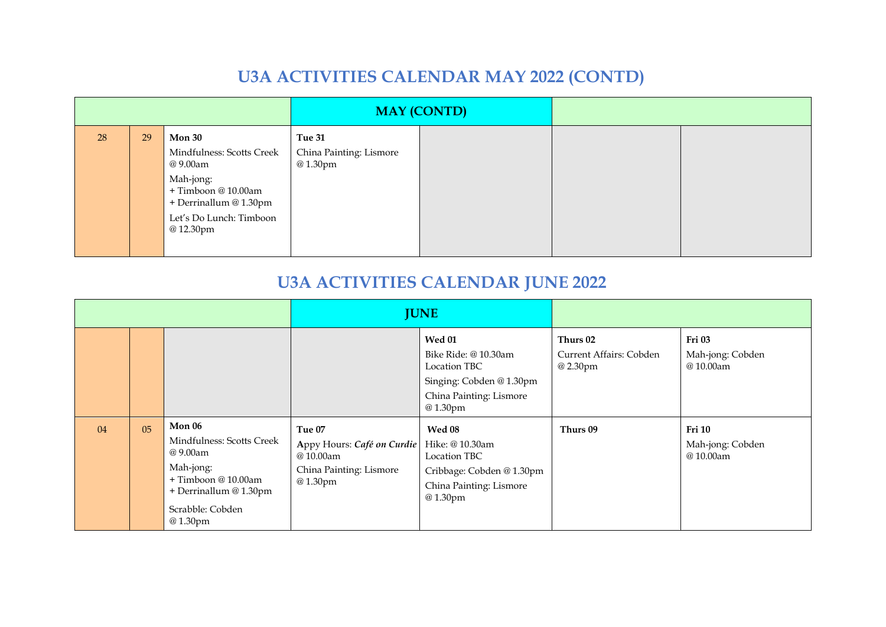## U3A ACTIVITIES CALENDAR MAY 2022 (CONTD)

| | | | MAY (CONTD) | | | |
|---|---|---|---|---|---|---|
| 28 | 29 | **Mon 30**<br>Mindfulness: Scotts Creek @ 9.00am<br>Mah-jong:<br>+ Timboon @ 10.00am<br>+ Derrinallum @ 1.30pm<br>Let's Do Lunch: Timboon @ 12.30pm | **Tue 31**<br>China Painting: Lismore @ 1.30pm | | | |

## U3A ACTIVITIES CALENDAR JUNE 2022

| | | | JUNE | | | |
|---|---|---|---|---|---|---|
| | | | | **Wed 01**<br>Bike Ride: @ 10.30am Location TBC<br>Singing: Cobden @ 1.30pm<br>China Painting: Lismore @ 1.30pm | **Thurs 02**<br>Current Affairs: Cobden @ 2.30pm | **Fri 03**<br>Mah-jong: Cobden @ 10.00am |
| 04 | 05 | **Mon 06**<br>Mindfulness: Scotts Creek @ 9.00am<br>Mah-jong:<br>+ Timboon @ 10.00am<br>+ Derrinallum @ 1.30pm<br>Scrabble: Cobden @ 1.30pm | **Tue 07**<br>Appy Hours: ***Café on Curdie*** @ 10.00am<br>China Painting: Lismore @ 1.30pm | **Wed 08**<br>Hike: @ 10.30am Location TBC<br>Cribbage: Cobden @ 1.30pm<br>China Painting: Lismore @ 1.30pm | **Thurs 09** | **Fri 10**<br>Mah-jong: Cobden @ 10.00am |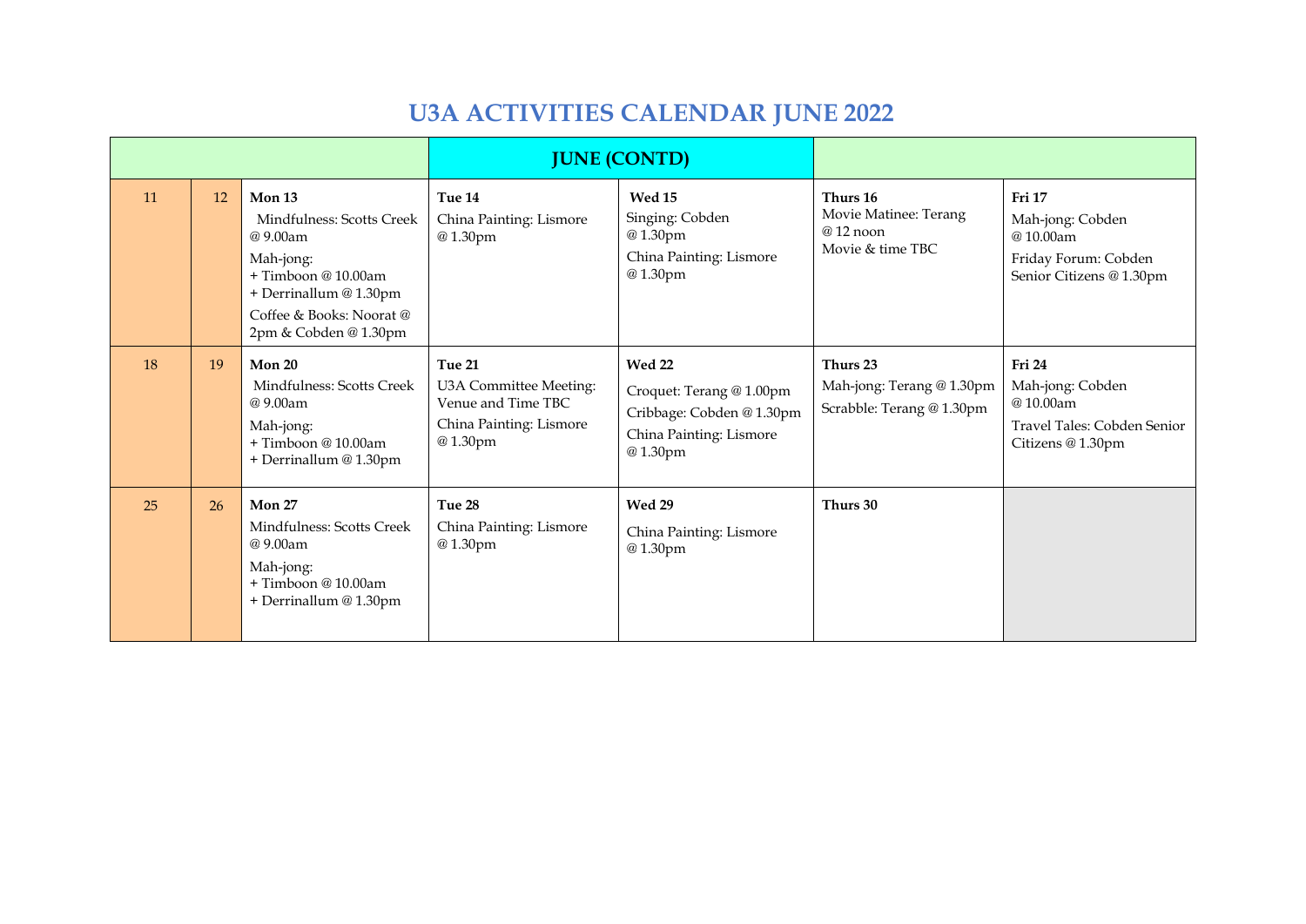# U3A ACTIVITIES CALENDAR JUNE 2022

| | | | JUNE (CONTD) | | | |
|---|---|---|---|---|---|---|
| 11 | 12 | **Mon 13**<br>Mindfulness: Scotts Creek @ 9.00am<br>Mah-jong:<br>+ Timboon @ 10.00am<br>+ Derrinallum @ 1.30pm<br>Coffee & Books: Noorat @ 2pm & Cobden @ 1.30pm | **Tue 14**<br>China Painting: Lismore @ 1.30pm | **Wed 15**<br>Singing: Cobden @ 1.30pm<br>China Painting: Lismore @ 1.30pm | **Thurs 16**<br>Movie Matinee: Terang @ 12 noon<br>Movie & time TBC | **Fri 17**<br>Mah-jong: Cobden @ 10.00am<br>Friday Forum: Cobden Senior Citizens @ 1.30pm |
| 18 | 19 | **Mon 20**<br>Mindfulness: Scotts Creek @ 9.00am<br>Mah-jong:<br>+ Timboon @ 10.00am<br>+ Derrinallum @ 1.30pm | **Tue 21**<br>U3A Committee Meeting: Venue and Time TBC<br>China Painting: Lismore @ 1.30pm | **Wed 22**<br>Croquet: Terang @ 1.00pm<br>Cribbage: Cobden @ 1.30pm<br>China Painting: Lismore @ 1.30pm | **Thurs 23**<br>Mah-jong: Terang @ 1.30pm<br>Scrabble: Terang @ 1.30pm | **Fri 24**<br>Mah-jong: Cobden @ 10.00am<br>Travel Tales: Cobden Senior Citizens @ 1.30pm |
| 25 | 26 | **Mon 27**<br>Mindfulness: Scotts Creek @ 9.00am<br>Mah-jong:<br>+ Timboon @ 10.00am<br>+ Derrinallum @ 1.30pm | **Tue 28**<br>China Painting: Lismore @ 1.30pm | **Wed 29**<br>China Painting: Lismore @ 1.30pm | **Thurs 30** | |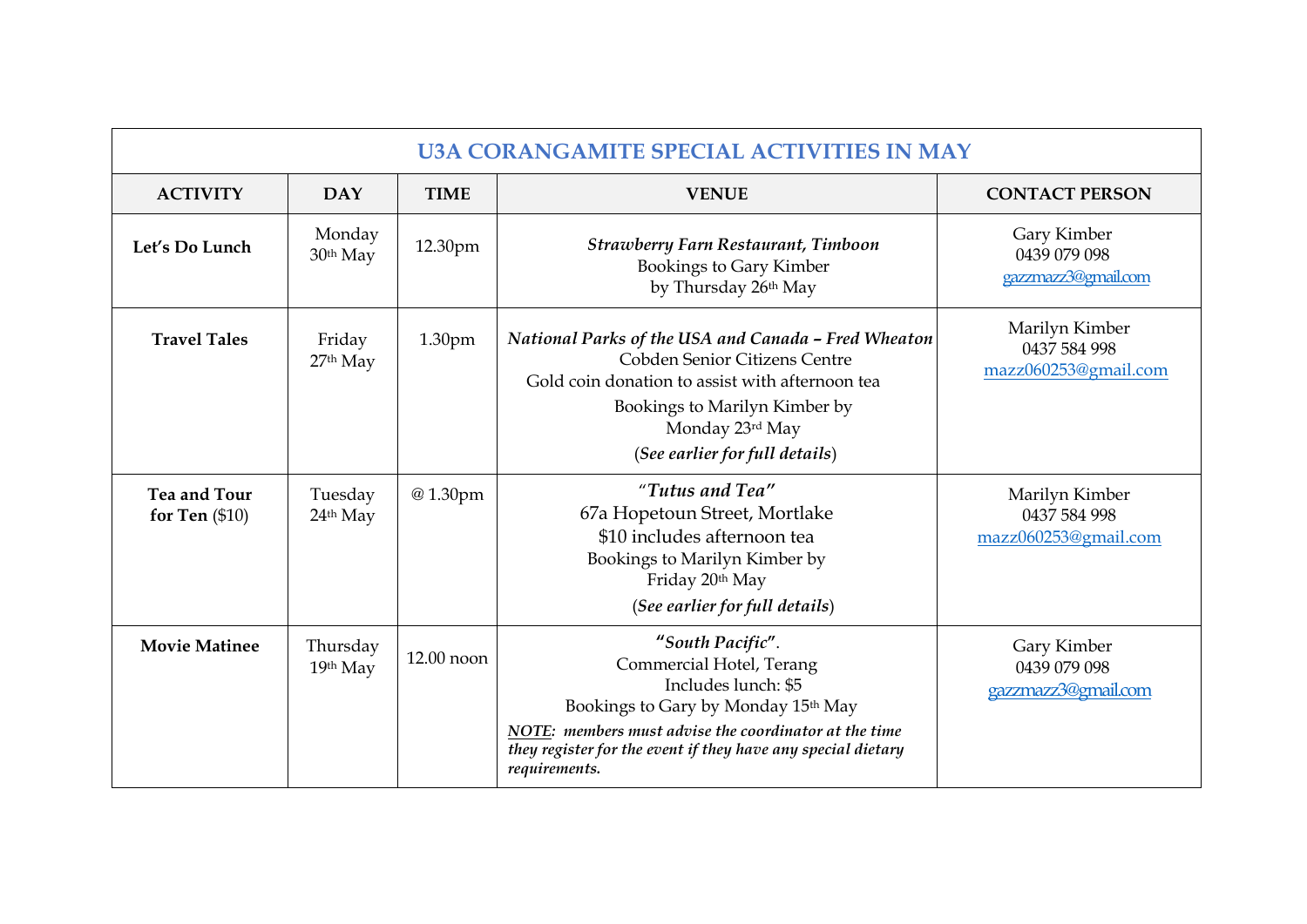| U3A CORANGAMITE SPECIAL ACTIVITIES IN MAY | | | | |
|---|---|---|---|---|
| **ACTIVITY** | **DAY** | **TIME** | **VENUE** | **CONTACT PERSON** |
| **Let's Do Lunch** | Monday 30th May | 12.30pm | ***Strawberry Farn Restaurant, Timboon*** Bookings to Gary Kimber by Thursday 26th May | Gary Kimber 0439 079 098 gazzmazz3@gmail.com |
| **Travel Tales** | Friday 27th May | 1.30pm | ***National Parks of the USA and Canada – Fred Wheaton*** Cobden Senior Citizens Centre Gold coin donation to assist with afternoon tea Bookings to Marilyn Kimber by Monday 23rd May (***See earlier for full details***) | Marilyn Kimber 0437 584 998 mazz060253@gmail.com |
| **Tea and Tour for Ten** ($10) | Tuesday 24th May | @ 1.30pm | "***Tutus and Tea***" 67a Hopetoun Street, Mortlake $10 includes afternoon tea Bookings to Marilyn Kimber by Friday 20th May (***See earlier for full details***) | Marilyn Kimber 0437 584 998 mazz060253@gmail.com |
| **Movie Matinee** | Thursday 19th May | 12.00 noon | "***South Pacific***". Commercial Hotel, Terang Includes lunch: $5 Bookings to Gary by Monday 15th May ***<u>NOTE</u>: members must advise the coordinator at the time they register for the event if they have any special dietary requirements.*** | Gary Kimber 0439 079 098 gazzmazz3@gmail.com |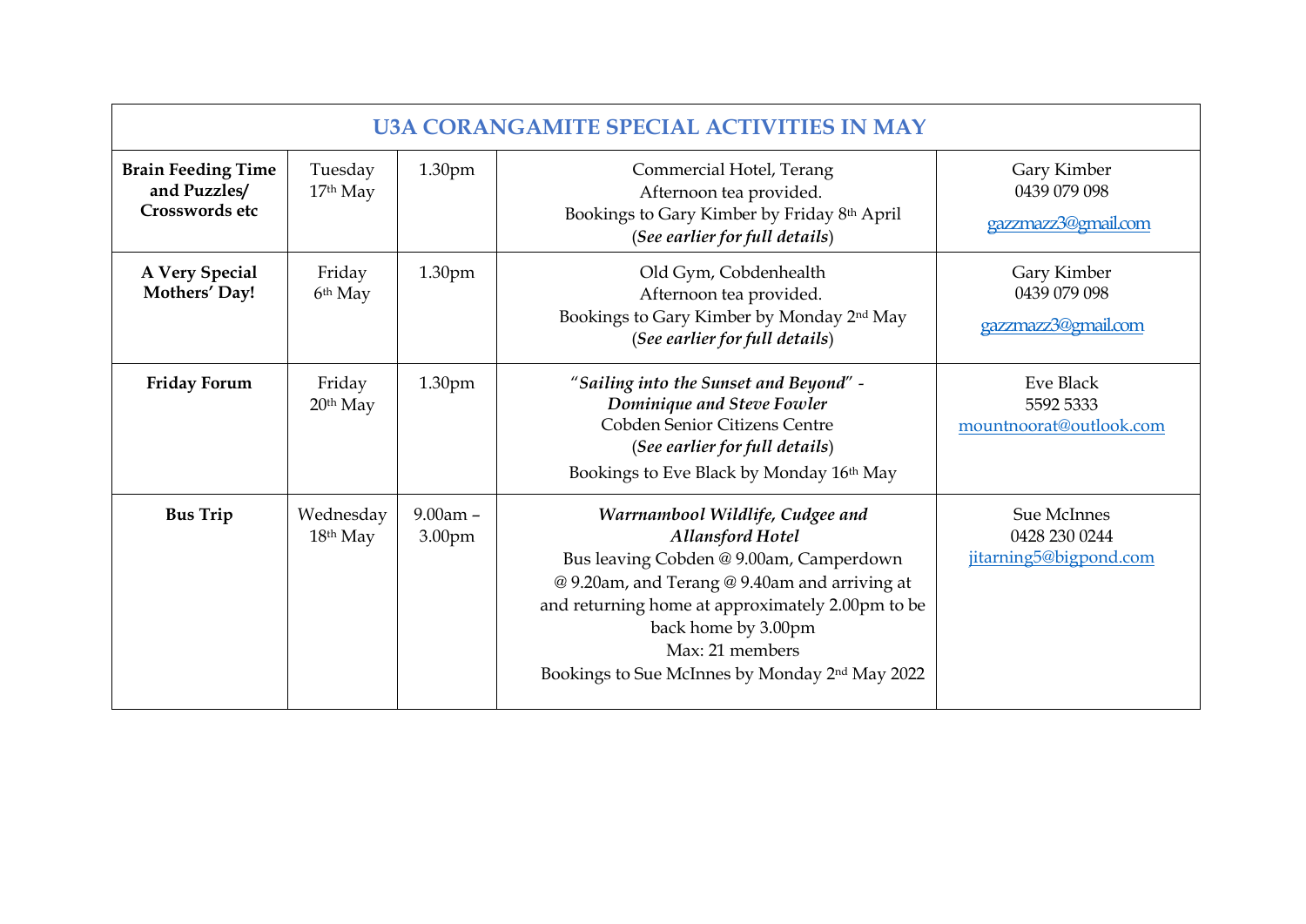| U3A CORANGAMITE SPECIAL ACTIVITIES IN MAY | | | | |
|---|---|---|---|---|
| **Brain Feeding Time and Puzzles/ Crosswords etc** | Tuesday 17th May | 1.30pm | Commercial Hotel, Terang<br>Afternoon tea provided.<br>Bookings to Gary Kimber by Friday 8th April<br>(*See earlier for full details*) | Gary Kimber<br>0439 079 098<br>gazzmazz3@gmail.com |
| **A Very Special Mothers' Day!** | Friday 6th May | 1.30pm | Old Gym, Cobdenhealth<br>Afternoon tea provided.<br>Bookings to Gary Kimber by Monday 2nd May<br>(*See earlier for full details*) | Gary Kimber<br>0439 079 098<br>gazzmazz3@gmail.com |
| **Friday Forum** | Friday 20th May | 1.30pm | "*Sailing into the Sunset and Beyond*" - *Dominique and Steve Fowler*<br>Cobden Senior Citizens Centre<br>(*See earlier for full details*)<br>Bookings to Eve Black by Monday 16th May | Eve Black<br>5592 5333<br>mountnoorat@outlook.com |
| **Bus Trip** | Wednesday 18th May | 9.00am – 3.00pm | *Warrnambool Wildlife, Cudgee and Allansford Hotel*<br>Bus leaving Cobden @ 9.00am, Camperdown @ 9.20am, and Terang @ 9.40am and arriving at and returning home at approximately 2.00pm to be back home by 3.00pm<br>Max: 21 members<br>Bookings to Sue McInnes by Monday 2nd May 2022 | Sue McInnes<br>0428 230 0244<br>jitarning5@bigpond.com |